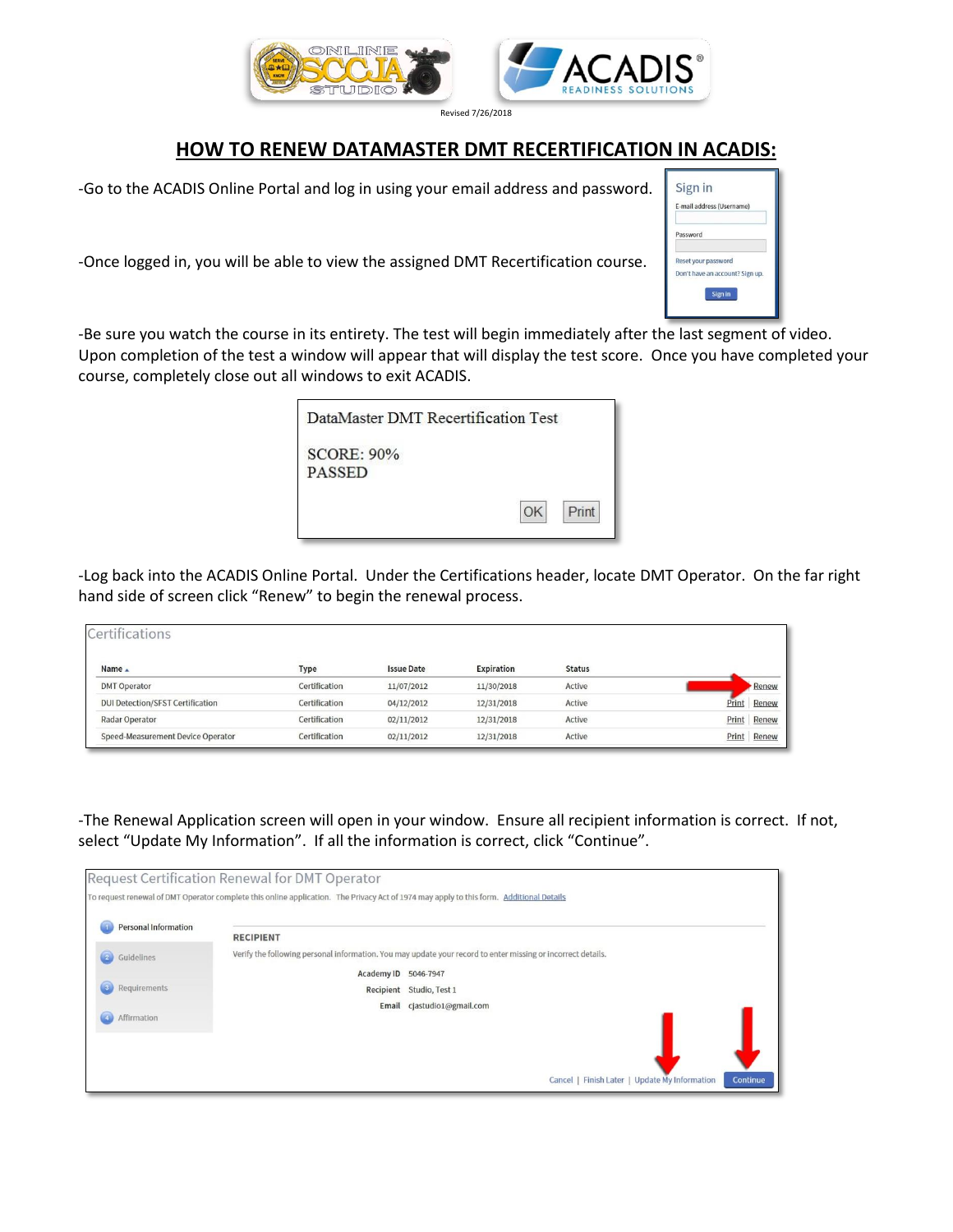Revised 7/26/2018

# HOW TO RENEW DATAMASTER DMT RECERTIFICATION IN ACADIS:

-Go to the ACADIS Online Portal and log in using your email address and password.

Sign in

E-mail address (Username)

Password

Reset your password

Don't have an account? Sign up.

Sign in

-Once logged in, you will be able to view the assigned DMT Recertification course.

-Be sure you watch the course in its entirety. The test will begin immediately after the last segment of video. Upon completion of the test a window will appear that will display the test score. Once you have completed your course, completely close out all windows to exit ACADIS.

DataMaster DMT Recertification Test

SCORE: 90%
PASSED

OK Print

-Log back into the ACADIS Online Portal. Under the Certifications header, locate DMT Operator. On the far right hand side of screen click "Renew" to begin the renewal process.

Certifications

| Name | Type | Issue Date | Expiration | Status | |
|---|---|---|---|---|---|
| DMT Operator | Certification | 11/07/2012 | 11/30/2018 | Active | Renew |
| DUI Detection/SFST Certification | Certification | 04/12/2012 | 12/31/2018 | Active | Print \| Renew |
| Radar Operator | Certification | 02/11/2012 | 12/31/2018 | Active | Print \| Renew |
| Speed-Measurement Device Operator | Certification | 02/11/2012 | 12/31/2018 | Active | Print \| Renew |

-The Renewal Application screen will open in your window. Ensure all recipient information is correct. If not, select "Update My Information". If all the information is correct, click "Continue".

Request Certification Renewal for DMT Operator

To request renewal of DMT Operator complete this online application. The Privacy Act of 1974 may apply to this form. Additional Details

1. Personal Information
2. Guidelines
3. Requirements
4. Affirmation

RECIPIENT

Verify the following personal information. You may update your record to enter missing or incorrect details.

Academy ID 5046-7947

Recipient Studio, Test 1

Email cjastudio1@gmail.com

Cancel | Finish Later | Update My Information | Continue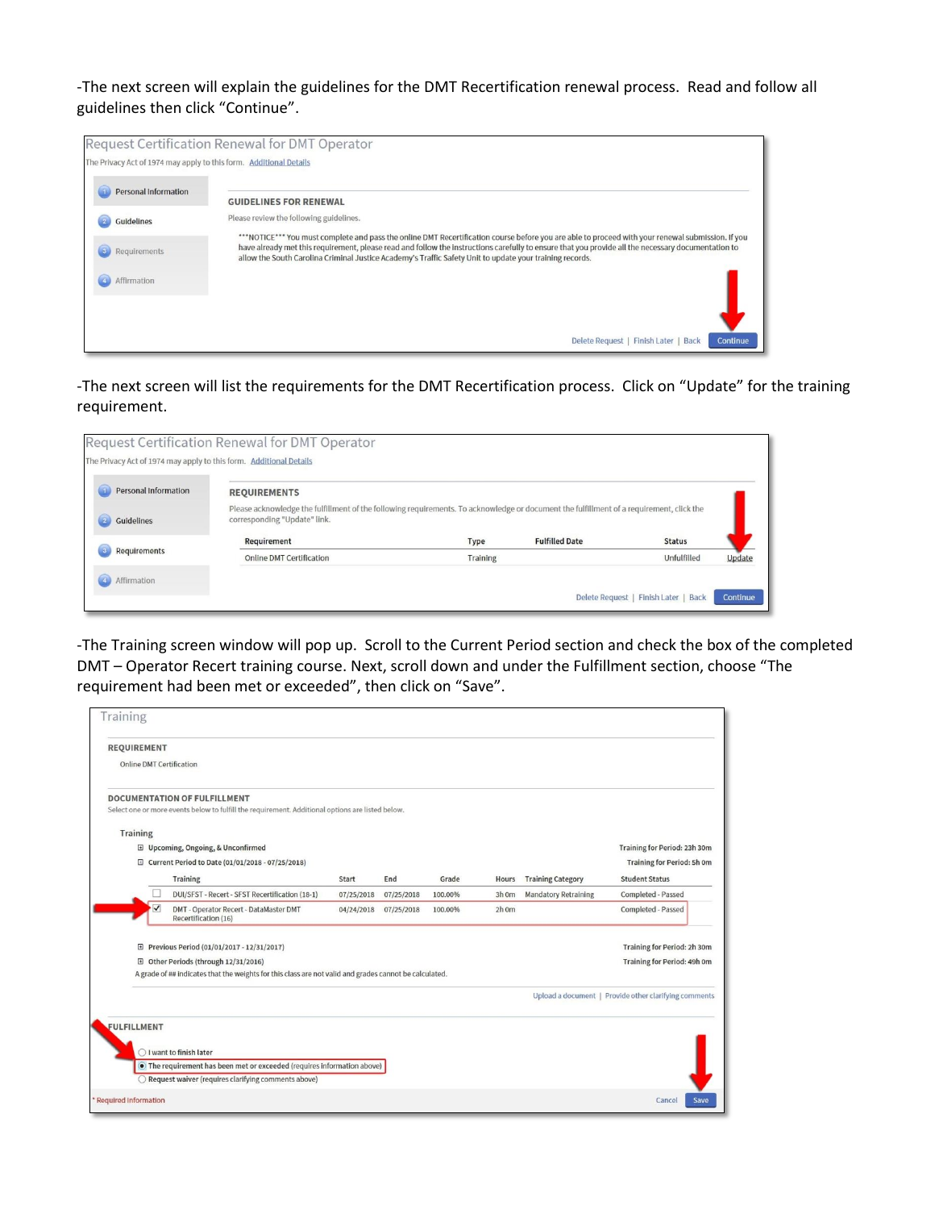-The next screen will explain the guidelines for the DMT Recertification renewal process. Read and follow all guidelines then click "Continue".

Request Certification Renewal for DMT Operator

The Privacy Act of 1974 may apply to this form. Additional Details

1 Personal Information
2 Guidelines
3 Requirements
4 Affirmation

**GUIDELINES FOR RENEWAL**

Please review the following guidelines.

\*\*\*NOTICE\*\*\* You must complete and pass the online DMT Recertification course before you are able to proceed with your renewal submission. If you have already met this requirement, please read and follow the instructions carefully to ensure that you provide all the necessary documentation to allow the South Carolina Criminal Justice Academy's Traffic Safety Unit to update your training records.

Delete Request | Finish Later | Back | Continue

-The next screen will list the requirements for the DMT Recertification process. Click on "Update" for the training requirement.

Request Certification Renewal for DMT Operator

The Privacy Act of 1974 may apply to this form. Additional Details

1 Personal Information
2 Guidelines
3 Requirements
4 Affirmation

**REQUIREMENTS**

Please acknowledge the fulfillment of the following requirements. To acknowledge or document the fulfillment of a requirement, click the corresponding "Update" link.

| Requirement | Type | Fulfilled Date | Status | |
|---|---|---|---|---|
| Online DMT Certification | Training | | Unfulfilled | Update |

Delete Request | Finish Later | Back | Continue

-The Training screen window will pop up. Scroll to the Current Period section and check the box of the completed DMT – Operator Recert training course. Next, scroll down and under the Fulfillment section, choose "The requirement had been met or exceeded", then click on "Save".

Training

**REQUIREMENT**

Online DMT Certification

**DOCUMENTATION OF FULFILLMENT**

Select one or more events below to fulfill the requirement. Additional options are listed below.

Training

⊞ Upcoming, Ongoing, & Unconfirmed — Training for Period: 23h 30m

⊟ Current Period to Date (01/01/2018 - 07/25/2018) — Training for Period: 5h 0m

| | Training | Start | End | Grade | Hours | Training Category | Student Status |
|---|---|---|---|---|---|---|---|
| ☐ | DUI/SFST - Recert - SFST Recertification (18-1) | 07/25/2018 | 07/25/2018 | 100.00% | 3h 0m | Mandatory Retraining | Completed - Passed |
| ☑ | DMT - Operator Recert - DataMaster DMT Recertification (16) | 04/24/2018 | 07/25/2018 | 100.00% | 2h 0m | | Completed - Passed |

⊞ Previous Period (01/01/2017 - 12/31/2017) — Training for Period: 2h 30m

⊞ Other Periods (through 12/31/2016) — Training for Period: 49h 0m

A grade of ## indicates that the weights for this class are not valid and grades cannot be calculated.

Upload a document | Provide other clarifying comments

**FULFILLMENT**

○ I want to finish later

◉ The requirement has been met or exceeded (requires information above)

○ Request waiver (requires clarifying comments above)

\* Required information

Cancel | Save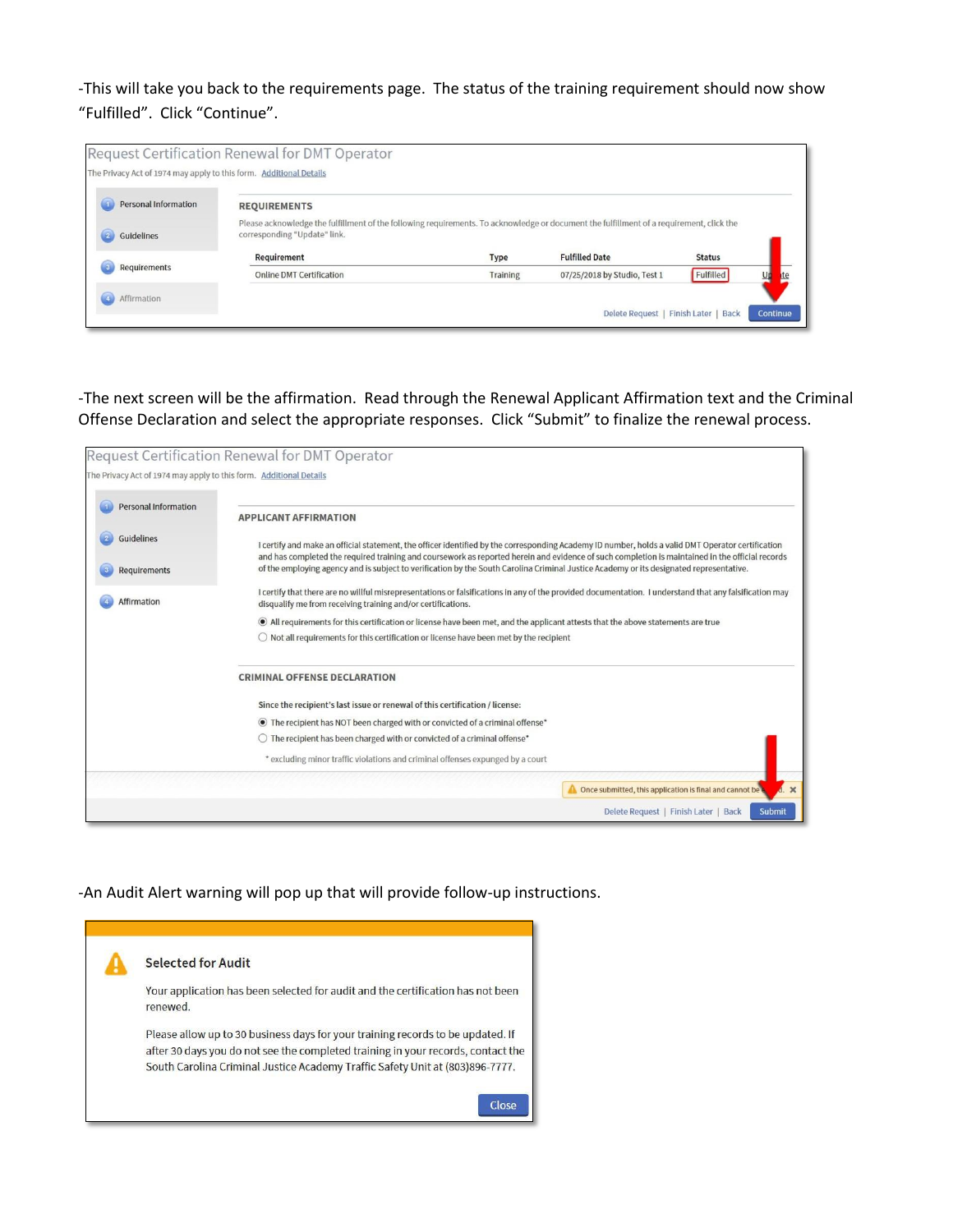-This will take you back to the requirements page. The status of the training requirement should now show "Fulfilled". Click "Continue".

Request Certification Renewal for DMT Operator

The Privacy Act of 1974 may apply to this form. Additional Details

1. Personal Information
2. Guidelines
3. Requirements
4. Affirmation

**REQUIREMENTS**

Please acknowledge the fulfillment of the following requirements. To acknowledge or document the fulfillment of a requirement, click the corresponding "Update" link.

| Requirement | Type | Fulfilled Date | Status | |
|---|---|---|---|---|
| Online DMT Certification | Training | 07/25/2018 by Studio, Test 1 | Fulfilled | Update |

Delete Request | Finish Later | Back | Continue

-The next screen will be the affirmation. Read through the Renewal Applicant Affirmation text and the Criminal Offense Declaration and select the appropriate responses. Click "Submit" to finalize the renewal process.

Request Certification Renewal for DMT Operator

The Privacy Act of 1974 may apply to this form. Additional Details

1. Personal Information
2. Guidelines
3. Requirements
4. Affirmation

**APPLICANT AFFIRMATION**

I certify and make an official statement, the officer identified by the corresponding Academy ID number, holds a valid DMT Operator certification and has completed the required training and coursework as reported herein and evidence of such completion is maintained in the official records of the employing agency and is subject to verification by the South Carolina Criminal Justice Academy or its designated representative.

I certify that there are no willful misrepresentations or falsifications in any of the provided documentation. I understand that any falsification may disqualify me from receiving training and/or certifications.

- (●) All requirements for this certification or license have been met, and the applicant attests that the above statements are true
- ( ) Not all requirements for this certification or license have been met by the recipient

**CRIMINAL OFFENSE DECLARATION**

Since the recipient's last issue or renewal of this certification / license:

- (●) The recipient has NOT been charged with or convicted of a criminal offense*
- ( ) The recipient has been charged with or convicted of a criminal offense*

\* excluding minor traffic violations and criminal offenses expunged by a court

Once submitted, this application is final and cannot be edited.

Delete Request | Finish Later | Back | Submit

-An Audit Alert warning will pop up that will provide follow-up instructions.

**Selected for Audit**

Your application has been selected for audit and the certification has not been renewed.

Please allow up to 30 business days for your training records to be updated. If after 30 days you do not see the completed training in your records, contact the South Carolina Criminal Justice Academy Traffic Safety Unit at (803)896-7777.

Close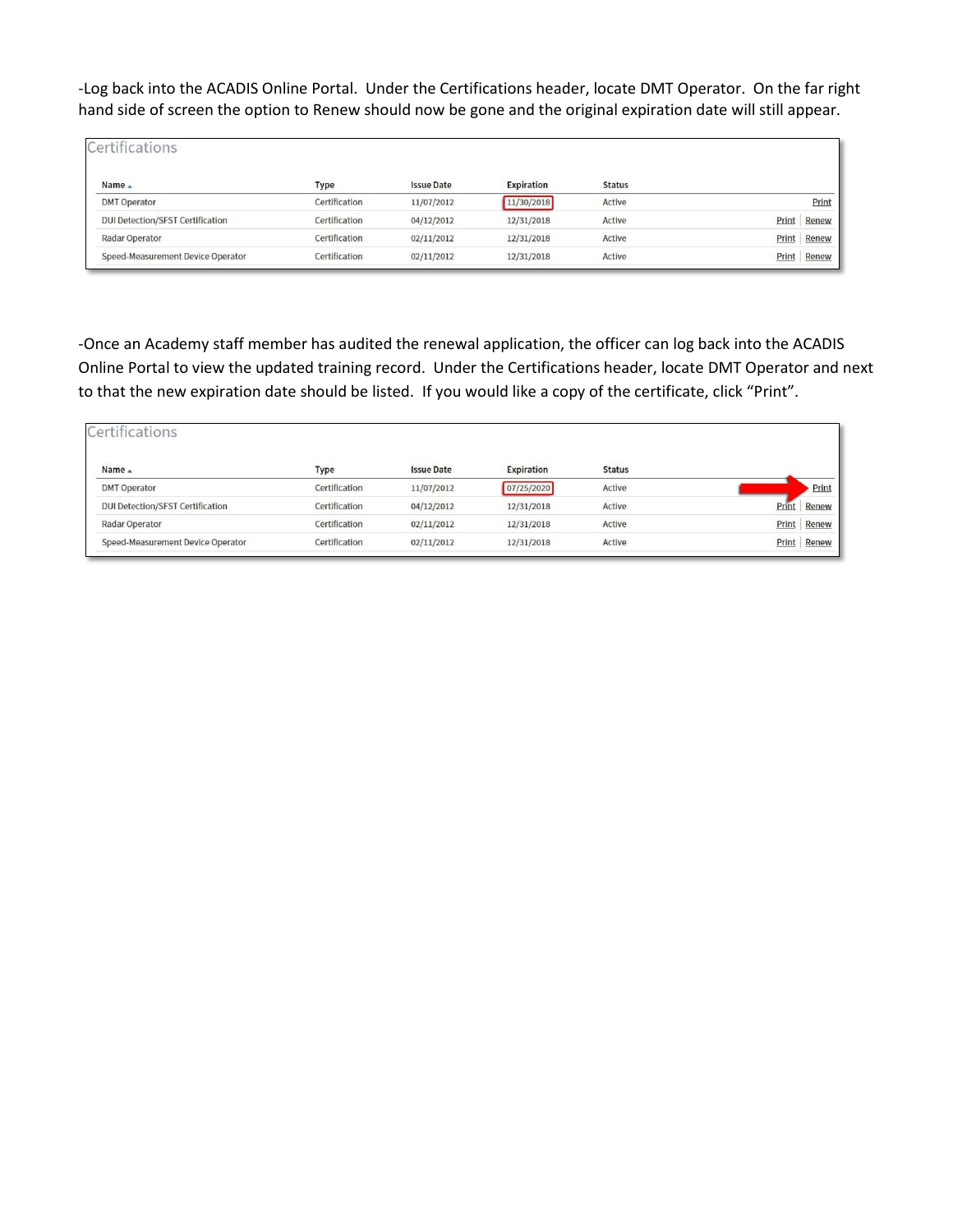-Log back into the ACADIS Online Portal. Under the Certifications header, locate DMT Operator. On the far right hand side of screen the option to Renew should now be gone and the original expiration date will still appear.

Certifications

| Name | Type | Issue Date | Expiration | Status | |
|---|---|---|---|---|---|
| DMT Operator | Certification | 11/07/2012 | 11/30/2018 | Active | Print |
| DUI Detection/SFST Certification | Certification | 04/12/2012 | 12/31/2018 | Active | Print \| Renew |
| Radar Operator | Certification | 02/11/2012 | 12/31/2018 | Active | Print \| Renew |
| Speed-Measurement Device Operator | Certification | 02/11/2012 | 12/31/2018 | Active | Print \| Renew |

-Once an Academy staff member has audited the renewal application, the officer can log back into the ACADIS Online Portal to view the updated training record. Under the Certifications header, locate DMT Operator and next to that the new expiration date should be listed. If you would like a copy of the certificate, click "Print".

Certifications

| Name | Type | Issue Date | Expiration | Status | |
|---|---|---|---|---|---|
| DMT Operator | Certification | 11/07/2012 | 07/25/2020 | Active | Print |
| DUI Detection/SFST Certification | Certification | 04/12/2012 | 12/31/2018 | Active | Print \| Renew |
| Radar Operator | Certification | 02/11/2012 | 12/31/2018 | Active | Print \| Renew |
| Speed-Measurement Device Operator | Certification | 02/11/2012 | 12/31/2018 | Active | Print \| Renew |